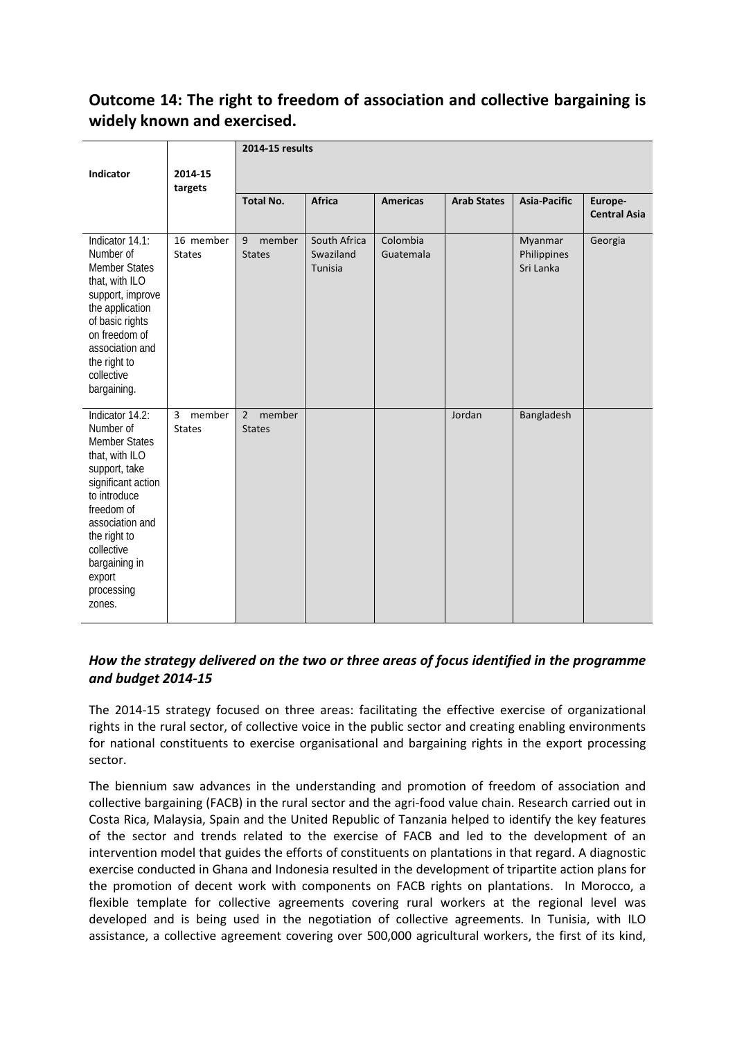## Outcome 14: The right to freedom of association and collective bargaining is widely known and exercised.

| Indicator | 2014-15 targets | 2014-15 results | | | | | |
|---|---|---|---|---|---|---|---|
| | | Total No. | Africa | Americas | Arab States | Asia-Pacific | Europe-Central Asia |
| Indicator 14.1: Number of Member States that, with ILO support, improve the application of basic rights on freedom of association and the right to collective bargaining. | 16 member States | 9 member States | South Africa<br>Swaziland<br>Tunisia | Colombia<br>Guatemala | | Myanmar<br>Philippines<br>Sri Lanka | Georgia |
| Indicator 14.2: Number of Member States that, with ILO support, take significant action to introduce freedom of association and the right to collective bargaining in export processing zones. | 3 member States | 2 member States | | | Jordan | Bangladesh | |

### *How the strategy delivered on the two or three areas of focus identified in the programme and budget 2014-15*

The 2014-15 strategy focused on three areas: facilitating the effective exercise of organizational rights in the rural sector, of collective voice in the public sector and creating enabling environments for national constituents to exercise organisational and bargaining rights in the export processing sector.

The biennium saw advances in the understanding and promotion of freedom of association and collective bargaining (FACB) in the rural sector and the agri-food value chain. Research carried out in Costa Rica, Malaysia, Spain and the United Republic of Tanzania helped to identify the key features of the sector and trends related to the exercise of FACB and led to the development of an intervention model that guides the efforts of constituents on plantations in that regard. A diagnostic exercise conducted in Ghana and Indonesia resulted in the development of tripartite action plans for the promotion of decent work with components on FACB rights on plantations. In Morocco, a flexible template for collective agreements covering rural workers at the regional level was developed and is being used in the negotiation of collective agreements. In Tunisia, with ILO assistance, a collective agreement covering over 500,000 agricultural workers, the first of its kind,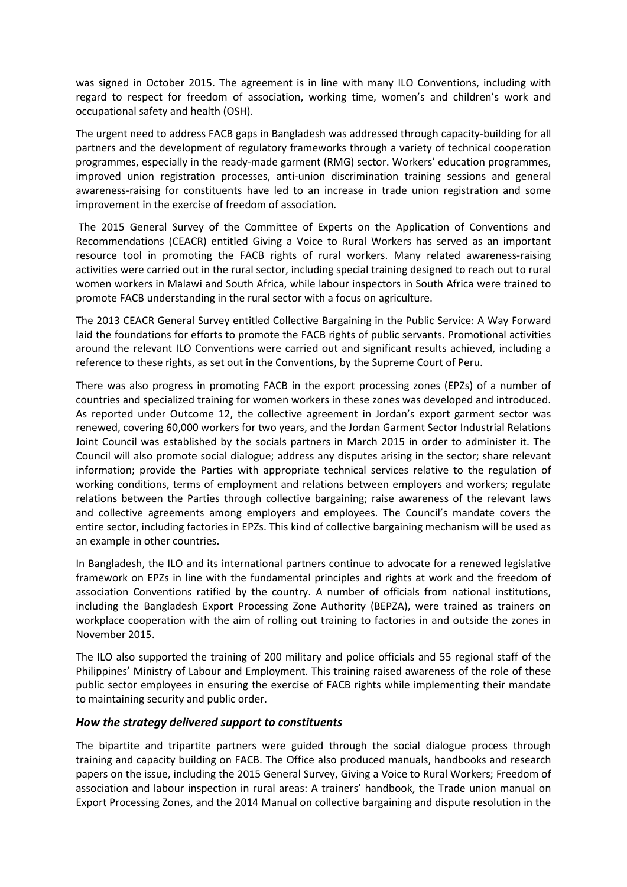was signed in October 2015. The agreement is in line with many ILO Conventions, including with regard to respect for freedom of association, working time, women's and children's work and occupational safety and health (OSH).

The urgent need to address FACB gaps in Bangladesh was addressed through capacity-building for all partners and the development of regulatory frameworks through a variety of technical cooperation programmes, especially in the ready-made garment (RMG) sector. Workers' education programmes, improved union registration processes, anti-union discrimination training sessions and general awareness-raising for constituents have led to an increase in trade union registration and some improvement in the exercise of freedom of association.

The 2015 General Survey of the Committee of Experts on the Application of Conventions and Recommendations (CEACR) entitled Giving a Voice to Rural Workers has served as an important resource tool in promoting the FACB rights of rural workers. Many related awareness-raising activities were carried out in the rural sector, including special training designed to reach out to rural women workers in Malawi and South Africa, while labour inspectors in South Africa were trained to promote FACB understanding in the rural sector with a focus on agriculture.

The 2013 CEACR General Survey entitled Collective Bargaining in the Public Service: A Way Forward laid the foundations for efforts to promote the FACB rights of public servants. Promotional activities around the relevant ILO Conventions were carried out and significant results achieved, including a reference to these rights, as set out in the Conventions, by the Supreme Court of Peru.

There was also progress in promoting FACB in the export processing zones (EPZs) of a number of countries and specialized training for women workers in these zones was developed and introduced. As reported under Outcome 12, the collective agreement in Jordan's export garment sector was renewed, covering 60,000 workers for two years, and the Jordan Garment Sector Industrial Relations Joint Council was established by the socials partners in March 2015 in order to administer it. The Council will also promote social dialogue; address any disputes arising in the sector; share relevant information; provide the Parties with appropriate technical services relative to the regulation of working conditions, terms of employment and relations between employers and workers; regulate relations between the Parties through collective bargaining; raise awareness of the relevant laws and collective agreements among employers and employees. The Council's mandate covers the entire sector, including factories in EPZs. This kind of collective bargaining mechanism will be used as an example in other countries.

In Bangladesh, the ILO and its international partners continue to advocate for a renewed legislative framework on EPZs in line with the fundamental principles and rights at work and the freedom of association Conventions ratified by the country. A number of officials from national institutions, including the Bangladesh Export Processing Zone Authority (BEPZA), were trained as trainers on workplace cooperation with the aim of rolling out training to factories in and outside the zones in November 2015.

The ILO also supported the training of 200 military and police officials and 55 regional staff of the Philippines' Ministry of Labour and Employment. This training raised awareness of the role of these public sector employees in ensuring the exercise of FACB rights while implementing their mandate to maintaining security and public order.

### *How the strategy delivered support to constituents*

The bipartite and tripartite partners were guided through the social dialogue process through training and capacity building on FACB. The Office also produced manuals, handbooks and research papers on the issue, including the 2015 General Survey, Giving a Voice to Rural Workers; Freedom of association and labour inspection in rural areas: A trainers' handbook, the Trade union manual on Export Processing Zones, and the 2014 Manual on collective bargaining and dispute resolution in the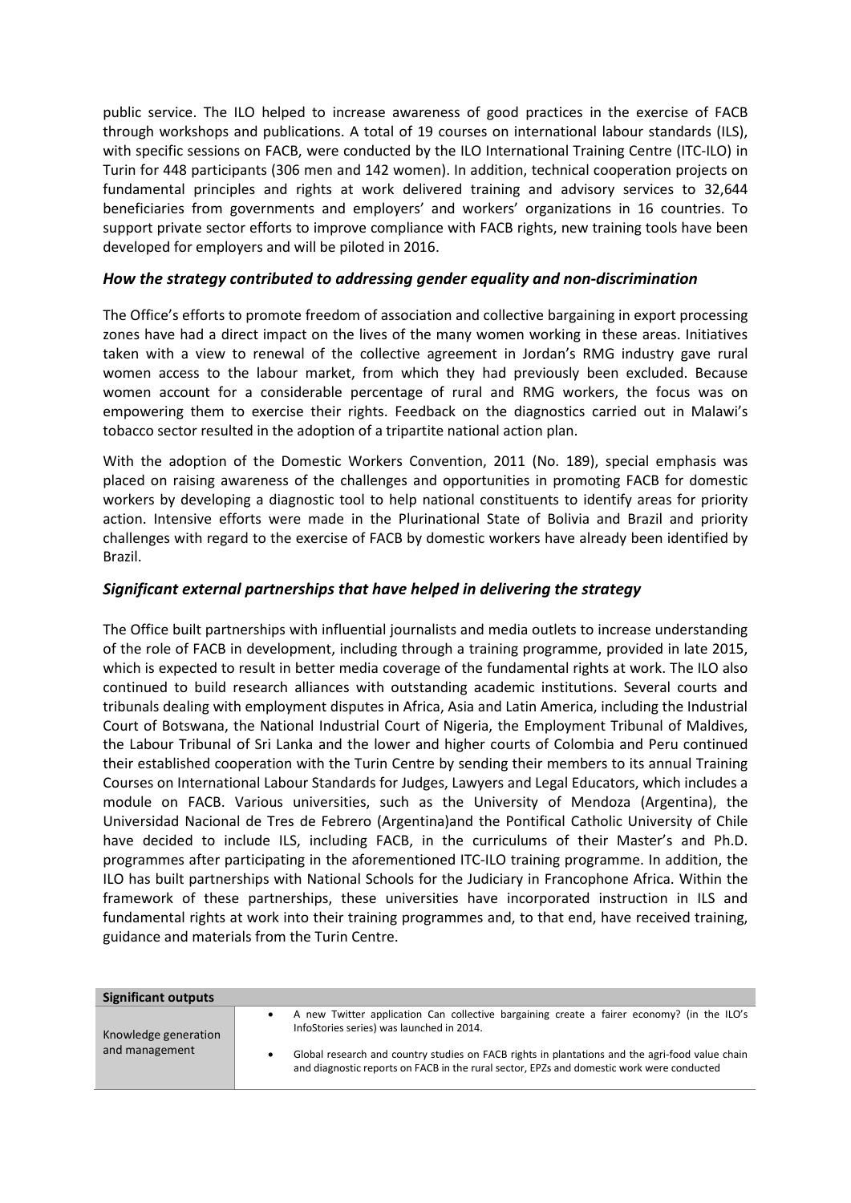public service. The ILO helped to increase awareness of good practices in the exercise of FACB through workshops and publications. A total of 19 courses on international labour standards (ILS), with specific sessions on FACB, were conducted by the ILO International Training Centre (ITC-ILO) in Turin for 448 participants (306 men and 142 women). In addition, technical cooperation projects on fundamental principles and rights at work delivered training and advisory services to 32,644 beneficiaries from governments and employers' and workers' organizations in 16 countries. To support private sector efforts to improve compliance with FACB rights, new training tools have been developed for employers and will be piloted in 2016.

### *How the strategy contributed to addressing gender equality and non-discrimination*

The Office's efforts to promote freedom of association and collective bargaining in export processing zones have had a direct impact on the lives of the many women working in these areas. Initiatives taken with a view to renewal of the collective agreement in Jordan's RMG industry gave rural women access to the labour market, from which they had previously been excluded. Because women account for a considerable percentage of rural and RMG workers, the focus was on empowering them to exercise their rights. Feedback on the diagnostics carried out in Malawi's tobacco sector resulted in the adoption of a tripartite national action plan.

With the adoption of the Domestic Workers Convention, 2011 (No. 189), special emphasis was placed on raising awareness of the challenges and opportunities in promoting FACB for domestic workers by developing a diagnostic tool to help national constituents to identify areas for priority action. Intensive efforts were made in the Plurinational State of Bolivia and Brazil and priority challenges with regard to the exercise of FACB by domestic workers have already been identified by Brazil.

### *Significant external partnerships that have helped in delivering the strategy*

The Office built partnerships with influential journalists and media outlets to increase understanding of the role of FACB in development, including through a training programme, provided in late 2015, which is expected to result in better media coverage of the fundamental rights at work. The ILO also continued to build research alliances with outstanding academic institutions. Several courts and tribunals dealing with employment disputes in Africa, Asia and Latin America, including the Industrial Court of Botswana, the National Industrial Court of Nigeria, the Employment Tribunal of Maldives, the Labour Tribunal of Sri Lanka and the lower and higher courts of Colombia and Peru continued their established cooperation with the Turin Centre by sending their members to its annual Training Courses on International Labour Standards for Judges, Lawyers and Legal Educators, which includes a module on FACB. Various universities, such as the University of Mendoza (Argentina), the Universidad Nacional de Tres de Febrero (Argentina)and the Pontifical Catholic University of Chile have decided to include ILS, including FACB, in the curriculums of their Master's and Ph.D. programmes after participating in the aforementioned ITC-ILO training programme. In addition, the ILO has built partnerships with National Schools for the Judiciary in Francophone Africa. Within the framework of these partnerships, these universities have incorporated instruction in ILS and fundamental rights at work into their training programmes and, to that end, have received training, guidance and materials from the Turin Centre.

| **Significant outputs** | |
|---|---|
| Knowledge generation and management | • A new Twitter application Can collective bargaining create a fairer economy? (in the ILO's InfoStories series) was launched in 2014.<br>• Global research and country studies on FACB rights in plantations and the agri-food value chain and diagnostic reports on FACB in the rural sector, EPZs and domestic work were conducted |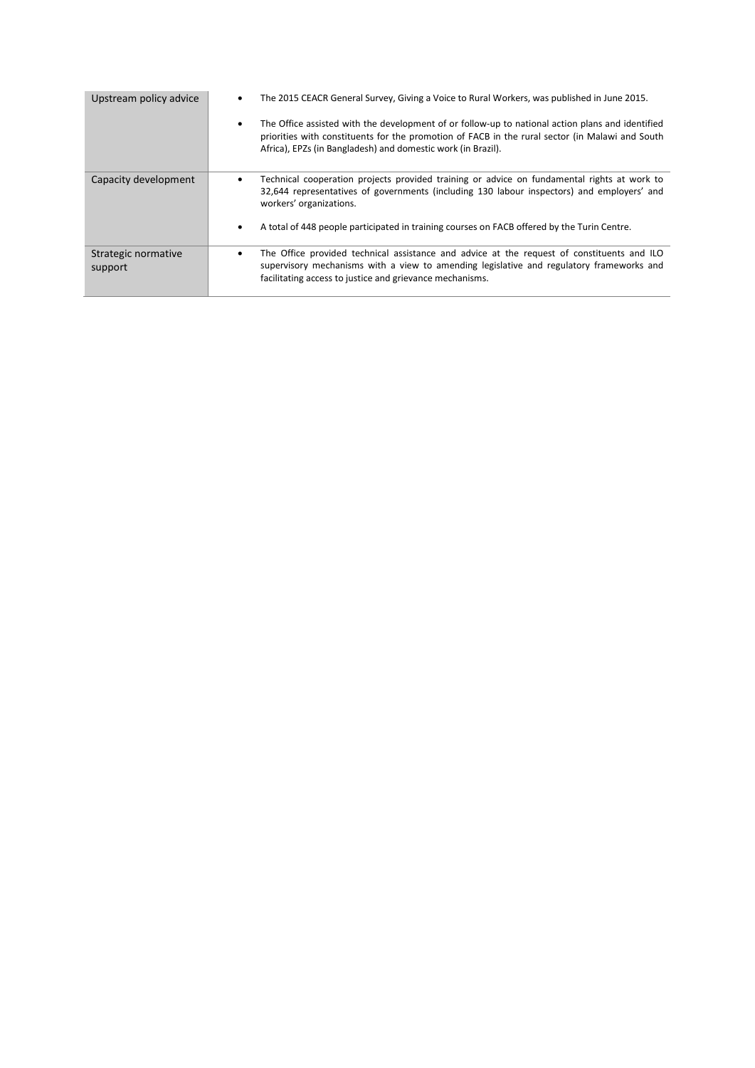| | |
|---|---|
| Upstream policy advice | • The 2015 CEACR General Survey, Giving a Voice to Rural Workers, was published in June 2015.<br>• The Office assisted with the development of or follow-up to national action plans and identified priorities with constituents for the promotion of FACB in the rural sector (in Malawi and South Africa), EPZs (in Bangladesh) and domestic work (in Brazil). |
| Capacity development | • Technical cooperation projects provided training or advice on fundamental rights at work to 32,644 representatives of governments (including 130 labour inspectors) and employers' and workers' organizations.<br>• A total of 448 people participated in training courses on FACB offered by the Turin Centre. |
| Strategic normative support | • The Office provided technical assistance and advice at the request of constituents and ILO supervisory mechanisms with a view to amending legislative and regulatory frameworks and facilitating access to justice and grievance mechanisms. |